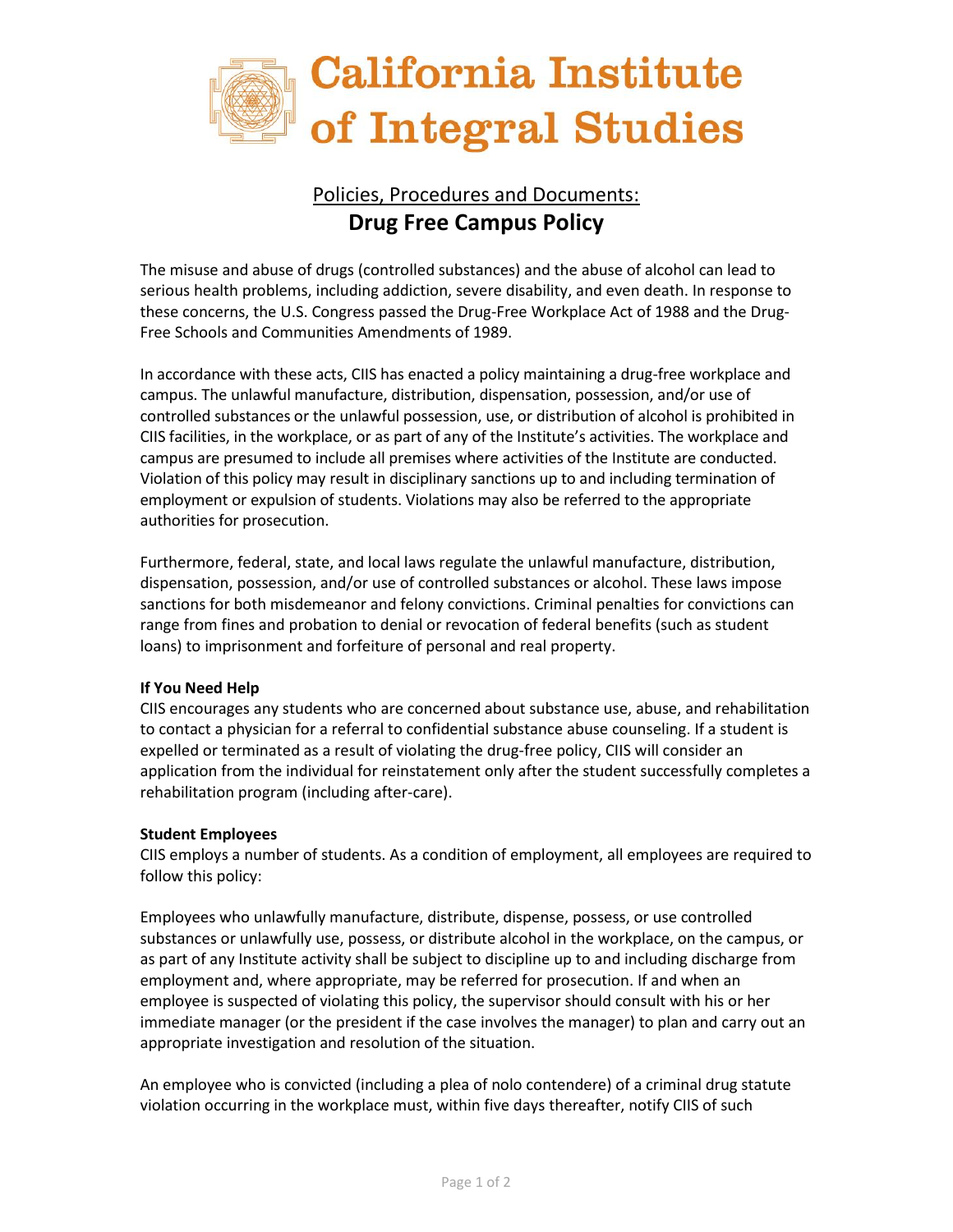# California Institute of Integral Studies

Policies, Procedures and Documents:

## Drug Free Campus Policy

The misuse and abuse of drugs (controlled substances) and the abuse of alcohol can lead to serious health problems, including addiction, severe disability, and even death. In response to these concerns, the U.S. Congress passed the Drug-Free Workplace Act of 1988 and the Drug-Free Schools and Communities Amendments of 1989.

In accordance with these acts, CIIS has enacted a policy maintaining a drug-free workplace and campus. The unlawful manufacture, distribution, dispensation, possession, and/or use of controlled substances or the unlawful possession, use, or distribution of alcohol is prohibited in CIIS facilities, in the workplace, or as part of any of the Institute's activities. The workplace and campus are presumed to include all premises where activities of the Institute are conducted. Violation of this policy may result in disciplinary sanctions up to and including termination of employment or expulsion of students. Violations may also be referred to the appropriate authorities for prosecution.

Furthermore, federal, state, and local laws regulate the unlawful manufacture, distribution, dispensation, possession, and/or use of controlled substances or alcohol. These laws impose sanctions for both misdemeanor and felony convictions. Criminal penalties for convictions can range from fines and probation to denial or revocation of federal benefits (such as student loans) to imprisonment and forfeiture of personal and real property.

**If You Need Help**

CIIS encourages any students who are concerned about substance use, abuse, and rehabilitation to contact a physician for a referral to confidential substance abuse counseling. If a student is expelled or terminated as a result of violating the drug-free policy, CIIS will consider an application from the individual for reinstatement only after the student successfully completes a rehabilitation program (including after-care).

**Student Employees**

CIIS employs a number of students. As a condition of employment, all employees are required to follow this policy:

Employees who unlawfully manufacture, distribute, dispense, possess, or use controlled substances or unlawfully use, possess, or distribute alcohol in the workplace, on the campus, or as part of any Institute activity shall be subject to discipline up to and including discharge from employment and, where appropriate, may be referred for prosecution. If and when an employee is suspected of violating this policy, the supervisor should consult with his or her immediate manager (or the president if the case involves the manager) to plan and carry out an appropriate investigation and resolution of the situation.

An employee who is convicted (including a plea of nolo contendere) of a criminal drug statute violation occurring in the workplace must, within five days thereafter, notify CIIS of such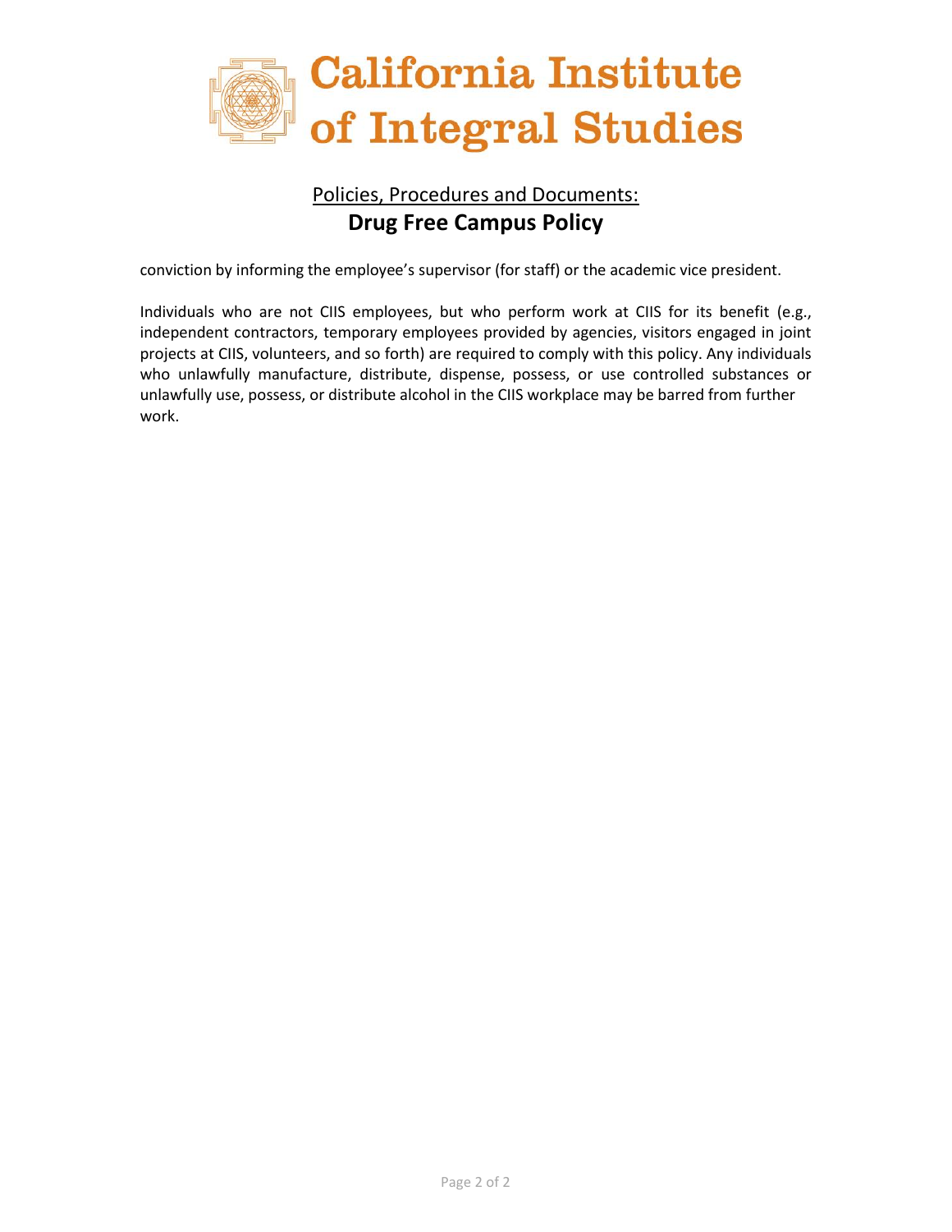conviction by informing the employee's supervisor (for staff) or the academic vice president.

Individuals who are not CIIS employees, but who perform work at CIIS for its benefit (e.g., independent contractors, temporary employees provided by agencies, visitors engaged in joint projects at CIIS, volunteers, and so forth) are required to comply with this policy. Any individuals who unlawfully manufacture, distribute, dispense, possess, or use controlled substances or unlawfully use, possess, or distribute alcohol in the CIIS workplace may be barred from further work.